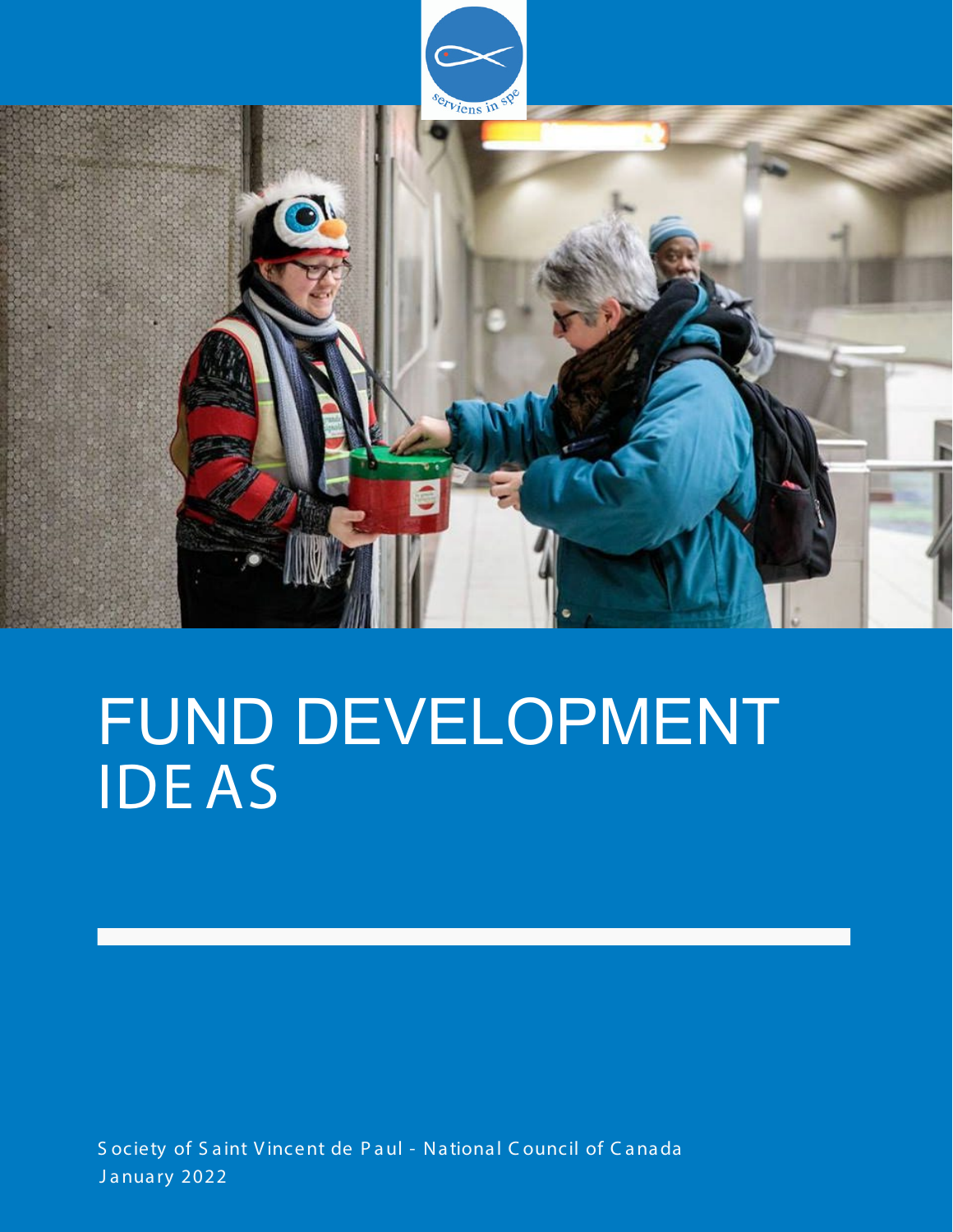# FUND DEVELOPMENT IDEAS

Society of Saint Vincent de Paul - National Council of Canada
January 2022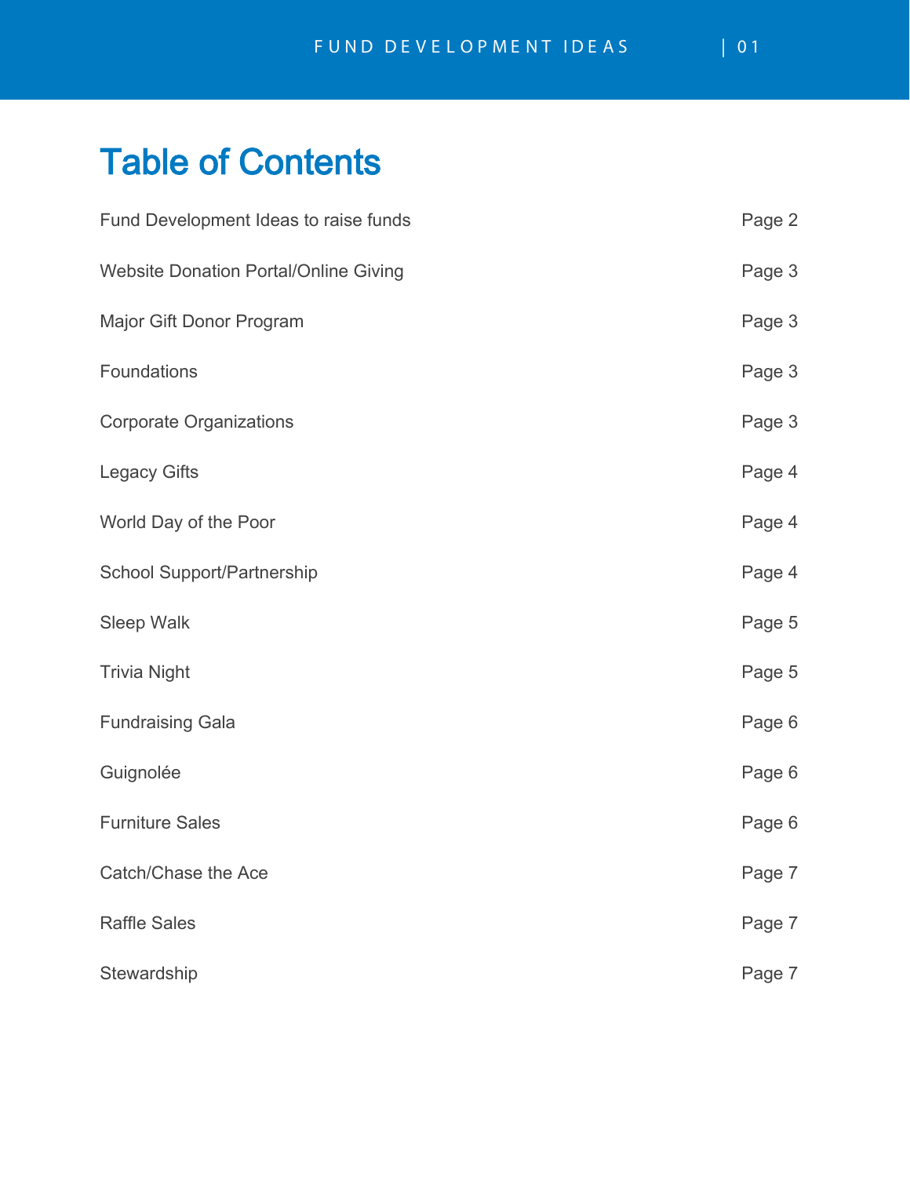# Table of Contents

| | |
|---|---|
| Fund Development Ideas to raise funds | Page 2 |
| Website Donation Portal/Online Giving | Page 3 |
| Major Gift Donor Program | Page 3 |
| Foundations | Page 3 |
| Corporate Organizations | Page 3 |
| Legacy Gifts | Page 4 |
| World Day of the Poor | Page 4 |
| School Support/Partnership | Page 4 |
| Sleep Walk | Page 5 |
| Trivia Night | Page 5 |
| Fundraising Gala | Page 6 |
| Guignolée | Page 6 |
| Furniture Sales | Page 6 |
| Catch/Chase the Ace | Page 7 |
| Raffle Sales | Page 7 |
| Stewardship | Page 7 |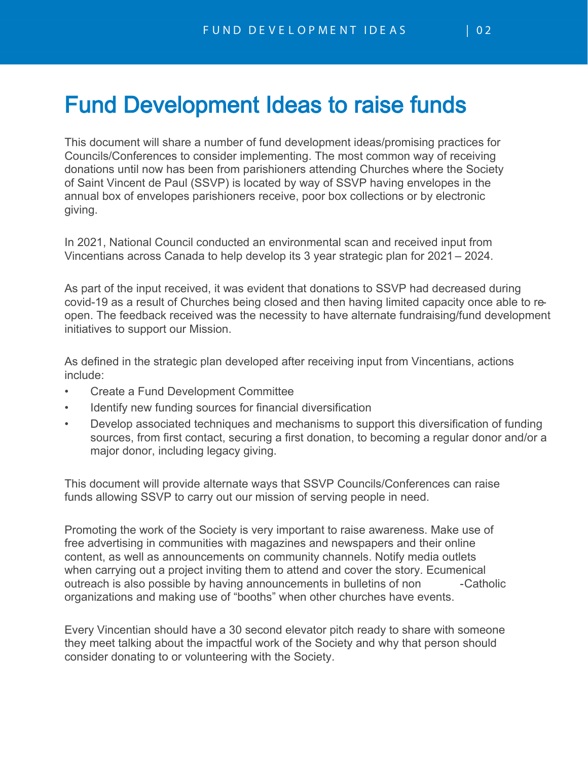# Fund Development Ideas to raise funds

This document will share a number of fund development ideas/promising practices for Councils/Conferences to consider implementing. The most common way of receiving donations until now has been from parishioners attending Churches where the Society of Saint Vincent de Paul (SSVP) is located by way of SSVP having envelopes in the annual box of envelopes parishioners receive, poor box collections or by electronic giving.

In 2021, National Council conducted an environmental scan and received input from Vincentians across Canada to help develop its 3 year strategic plan for 2021 – 2024.

As part of the input received, it was evident that donations to SSVP had decreased during covid-19 as a result of Churches being closed and then having limited capacity once able to re-open. The feedback received was the necessity to have alternate fundraising/fund development initiatives to support our Mission.

As defined in the strategic plan developed after receiving input from Vincentians, actions include:

- Create a Fund Development Committee
- Identify new funding sources for financial diversification
- Develop associated techniques and mechanisms to support this diversification of funding sources, from first contact, securing a first donation, to becoming a regular donor and/or a major donor, including legacy giving.

This document will provide alternate ways that SSVP Councils/Conferences can raise funds allowing SSVP to carry out our mission of serving people in need.

Promoting the work of the Society is very important to raise awareness. Make use of free advertising in communities with magazines and newspapers and their online content, as well as announcements on community channels. Notify media outlets when carrying out a project inviting them to attend and cover the story. Ecumenical outreach is also possible by having announcements in bulletins of non-Catholic organizations and making use of "booths" when other churches have events.

Every Vincentian should have a 30 second elevator pitch ready to share with someone they meet talking about the impactful work of the Society and why that person should consider donating to or volunteering with the Society.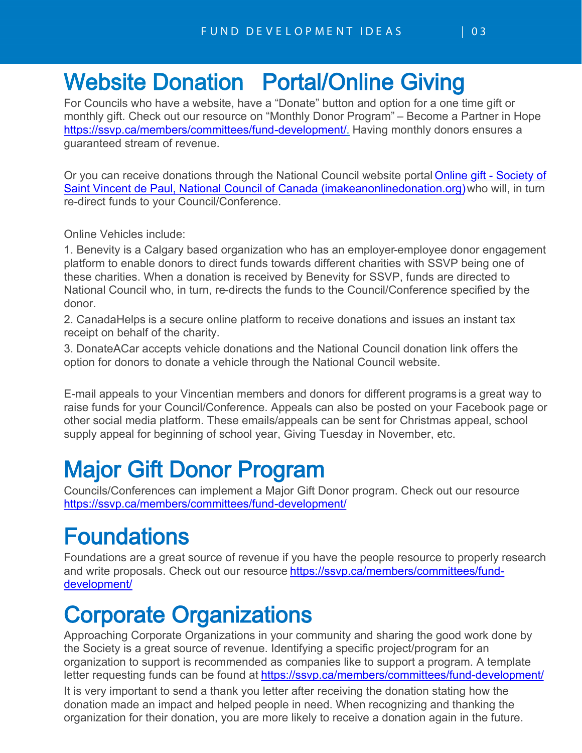# Website Donation Portal/Online Giving

For Councils who have a website, have a "Donate" button and option for a one time gift or monthly gift. Check out our resource on "Monthly Donor Program" – Become a Partner in Hope https://ssvp.ca/members/committees/fund-development/. Having monthly donors ensures a guaranteed stream of revenue.

Or you can receive donations through the National Council website portal Online gift - Society of Saint Vincent de Paul, National Council of Canada (imakeanonlinedonation.org) who will, in turn re-direct funds to your Council/Conference.

Online Vehicles include:

1. Benevity is a Calgary based organization who has an employer-employee donor engagement platform to enable donors to direct funds towards different charities with SSVP being one of these charities. When a donation is received by Benevity for SSVP, funds are directed to National Council who, in turn, re-directs the funds to the Council/Conference specified by the donor.
2. CanadaHelps is a secure online platform to receive donations and issues an instant tax receipt on behalf of the charity.
3. DonateACar accepts vehicle donations and the National Council donation link offers the option for donors to donate a vehicle through the National Council website.

E-mail appeals to your Vincentian members and donors for different programs is a great way to raise funds for your Council/Conference. Appeals can also be posted on your Facebook page or other social media platform. These emails/appeals can be sent for Christmas appeal, school supply appeal for beginning of school year, Giving Tuesday in November, etc.

# Major Gift Donor Program

Councils/Conferences can implement a Major Gift Donor program. Check out our resource https://ssvp.ca/members/committees/fund-development/

# Foundations

Foundations are a great source of revenue if you have the people resource to properly research and write proposals. Check out our resource https://ssvp.ca/members/committees/fund-development/

# Corporate Organizations

Approaching Corporate Organizations in your community and sharing the good work done by the Society is a great source of revenue. Identifying a specific project/program for an organization to support is recommended as companies like to support a program. A template letter requesting funds can be found at https://ssvp.ca/members/committees/fund-development/

It is very important to send a thank you letter after receiving the donation stating how the donation made an impact and helped people in need. When recognizing and thanking the organization for their donation, you are more likely to receive a donation again in the future.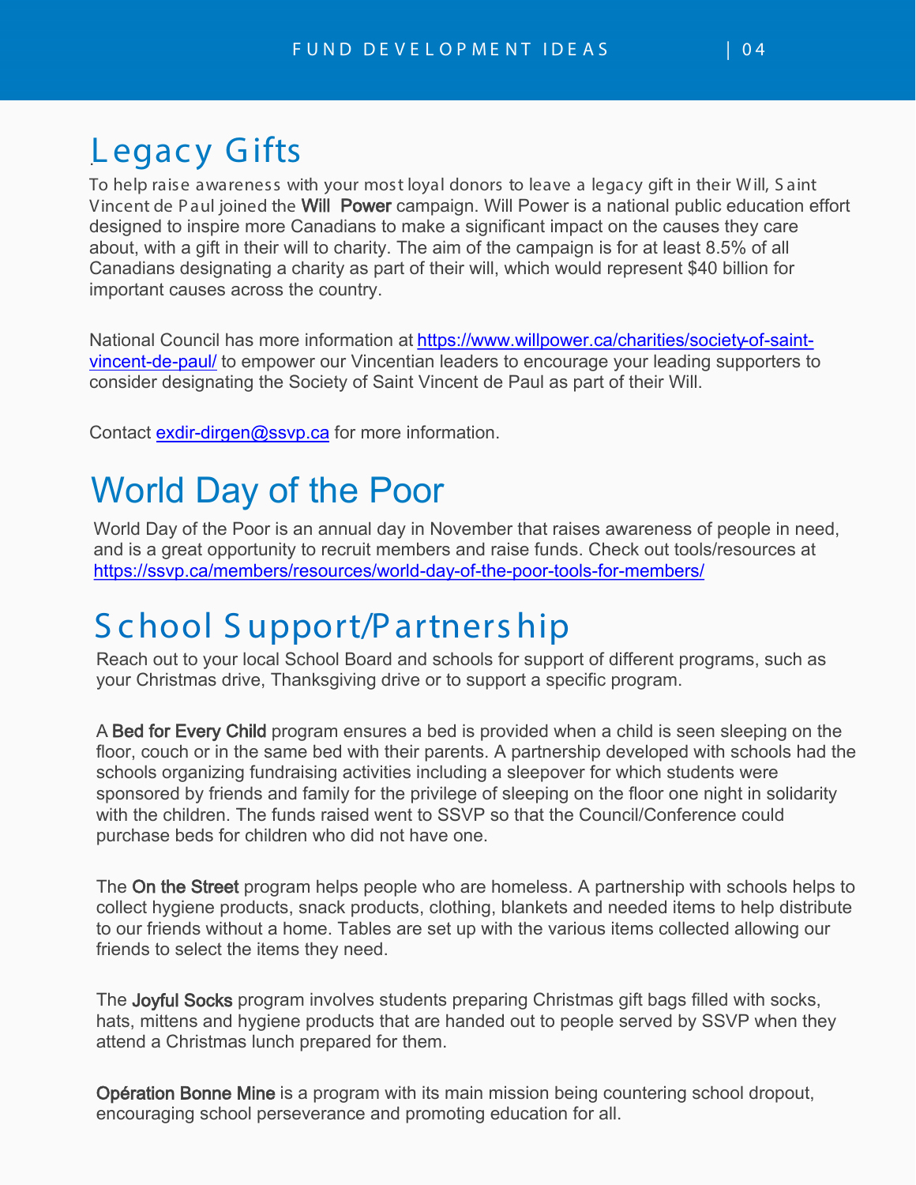# Legacy Gifts

To help raise awareness with your most loyal donors to leave a legacy gift in their Will, Saint Vincent de Paul joined the **Will Power** campaign. Will Power is a national public education effort designed to inspire more Canadians to make a significant impact on the causes they care about, with a gift in their will to charity. The aim of the campaign is for at least 8.5% of all Canadians designating a charity as part of their will, which would represent $40 billion for important causes across the country.

National Council has more information at https://www.willpower.ca/charities/society-of-saint-vincent-de-paul/ to empower our Vincentian leaders to encourage your leading supporters to consider designating the Society of Saint Vincent de Paul as part of their Will.

Contact exdir-dirgen@ssvp.ca for more information.

# World Day of the Poor

World Day of the Poor is an annual day in November that raises awareness of people in need, and is a great opportunity to recruit members and raise funds. Check out tools/resources at https://ssvp.ca/members/resources/world-day-of-the-poor-tools-for-members/

# School Support/Partnership

Reach out to your local School Board and schools for support of different programs, such as your Christmas drive, Thanksgiving drive or to support a specific program.

A **Bed for Every Child** program ensures a bed is provided when a child is seen sleeping on the floor, couch or in the same bed with their parents. A partnership developed with schools had the schools organizing fundraising activities including a sleepover for which students were sponsored by friends and family for the privilege of sleeping on the floor one night in solidarity with the children. The funds raised went to SSVP so that the Council/Conference could purchase beds for children who did not have one.

The **On the Street** program helps people who are homeless. A partnership with schools helps to collect hygiene products, snack products, clothing, blankets and needed items to help distribute to our friends without a home. Tables are set up with the various items collected allowing our friends to select the items they need.

The **Joyful Socks** program involves students preparing Christmas gift bags filled with socks, hats, mittens and hygiene products that are handed out to people served by SSVP when they attend a Christmas lunch prepared for them.

**Opération Bonne Mine** is a program with its main mission being countering school dropout, encouraging school perseverance and promoting education for all.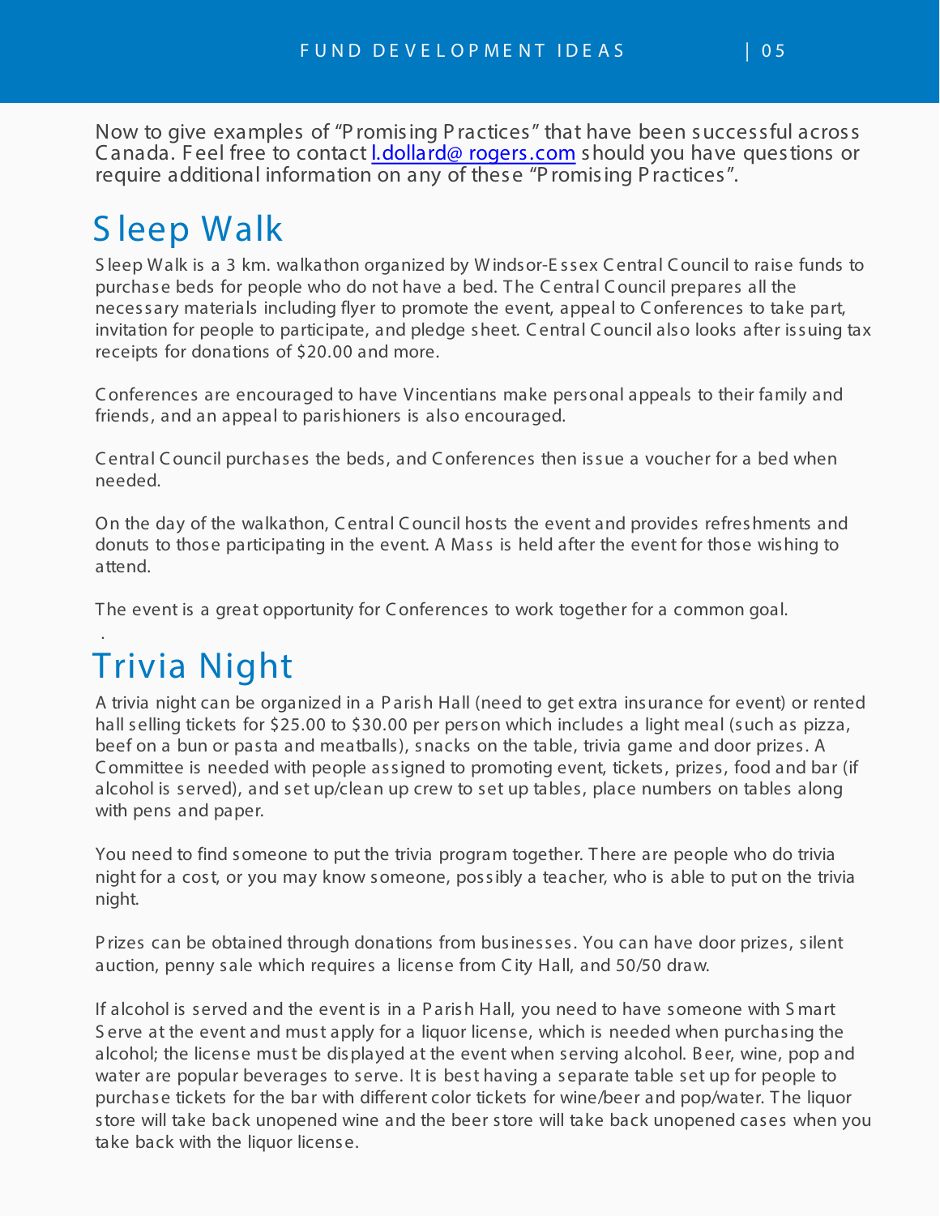Now to give examples of “Promising Practices” that have been successful across Canada. Feel free to contact l.dollard@ rogers.com should you have questions or require additional information on any of these “Promising Practices”.

## Sleep Walk

Sleep Walk is a 3 km. walkathon organized by Windsor-Essex Central Council to raise funds to purchase beds for people who do not have a bed. The Central Council prepares all the necessary materials including flyer to promote the event, appeal to Conferences to take part, invitation for people to participate, and pledge sheet. Central Council also looks after issuing tax receipts for donations of $20.00 and more.

Conferences are encouraged to have Vincentians make personal appeals to their family and friends, and an appeal to parishioners is also encouraged.

Central Council purchases the beds, and Conferences then issue a voucher for a bed when needed.

On the day of the walkathon, Central Council hosts the event and provides refreshments and donuts to those participating in the event. A Mass is held after the event for those wishing to attend.

The event is a great opportunity for Conferences to work together for a common goal.

## Trivia Night

A trivia night can be organized in a Parish Hall (need to get extra insurance for event) or rented hall selling tickets for $25.00 to $30.00 per person which includes a light meal (such as pizza, beef on a bun or pasta and meatballs), snacks on the table, trivia game and door prizes. A Committee is needed with people assigned to promoting event, tickets, prizes, food and bar (if alcohol is served), and set up/clean up crew to set up tables, place numbers on tables along with pens and paper.

You need to find someone to put the trivia program together. There are people who do trivia night for a cost, or you may know someone, possibly a teacher, who is able to put on the trivia night.

Prizes can be obtained through donations from businesses. You can have door prizes, silent auction, penny sale which requires a license from City Hall, and 50/50 draw.

If alcohol is served and the event is in a Parish Hall, you need to have someone with Smart Serve at the event and must apply for a liquor license, which is needed when purchasing the alcohol; the license must be displayed at the event when serving alcohol. Beer, wine, pop and water are popular beverages to serve. It is best having a separate table set up for people to purchase tickets for the bar with different color tickets for wine/beer and pop/water. The liquor store will take back unopened wine and the beer store will take back unopened cases when you take back with the liquor license.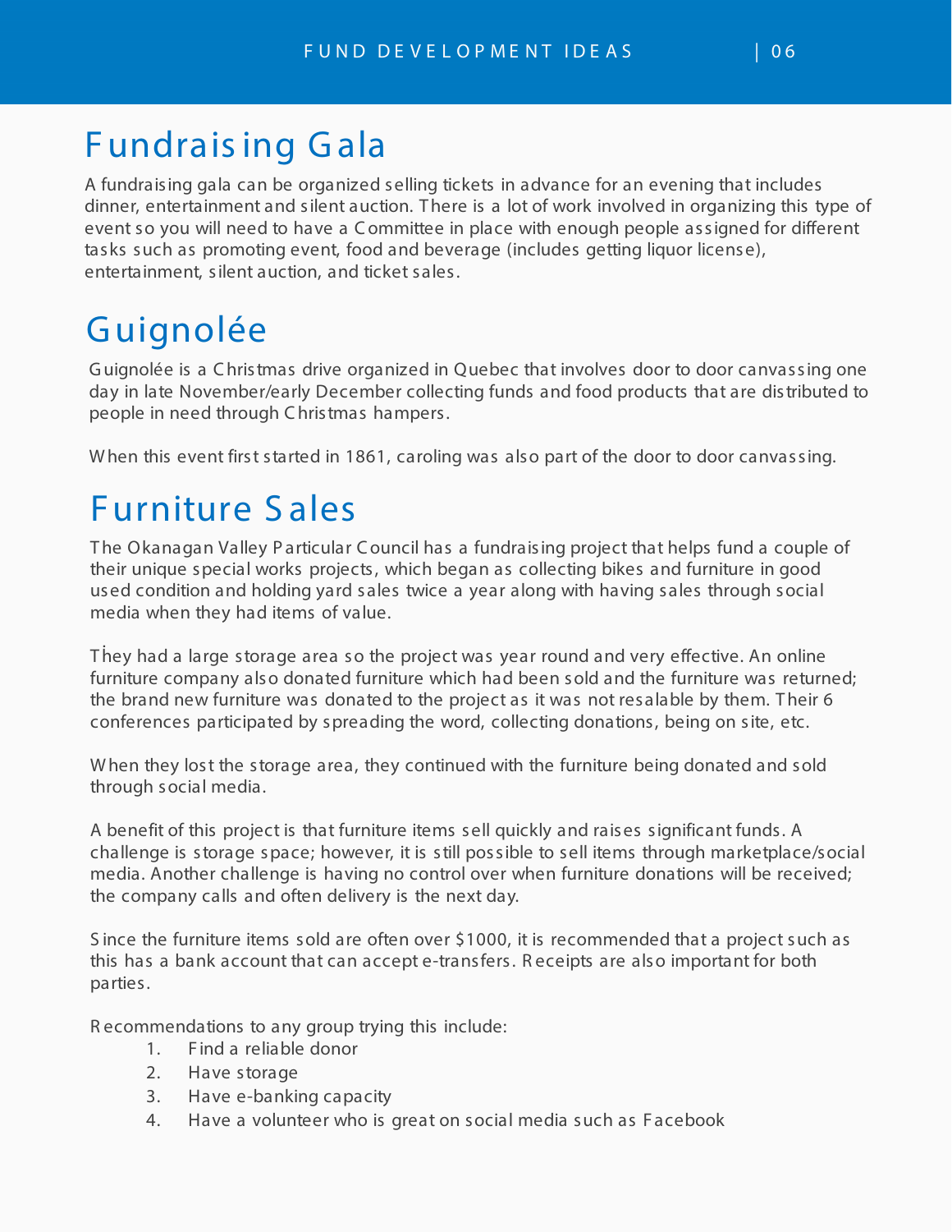# Fundraising Gala

A fundraising gala can be organized selling tickets in advance for an evening that includes dinner, entertainment and silent auction. There is a lot of work involved in organizing this type of event so you will need to have a Committee in place with enough people assigned for different tasks such as promoting event, food and beverage (includes getting liquor license), entertainment, silent auction, and ticket sales.

# Guignolée

Guignolée is a Christmas drive organized in Quebec that involves door to door canvassing one day in late November/early December collecting funds and food products that are distributed to people in need through Christmas hampers.

When this event first started in 1861, caroling was also part of the door to door canvassing.

# Furniture Sales

The Okanagan Valley Particular Council has a fundraising project that helps fund a couple of their unique special works projects, which began as collecting bikes and furniture in good used condition and holding yard sales twice a year along with having sales through social media when they had items of value.

They had a large storage area so the project was year round and very effective. An online furniture company also donated furniture which had been sold and the furniture was returned; the brand new furniture was donated to the project as it was not resalable by them. Their 6 conferences participated by spreading the word, collecting donations, being on site, etc.

When they lost the storage area, they continued with the furniture being donated and sold through social media.

A benefit of this project is that furniture items sell quickly and raises significant funds. A challenge is storage space; however, it is still possible to sell items through marketplace/social media. Another challenge is having no control over when furniture donations will be received; the company calls and often delivery is the next day.

Since the furniture items sold are often over $1000, it is recommended that a project such as this has a bank account that can accept e-transfers. Receipts are also important for both parties.

Recommendations to any group trying this include:

1. Find a reliable donor
2. Have storage
3. Have e-banking capacity
4. Have a volunteer who is great on social media such as Facebook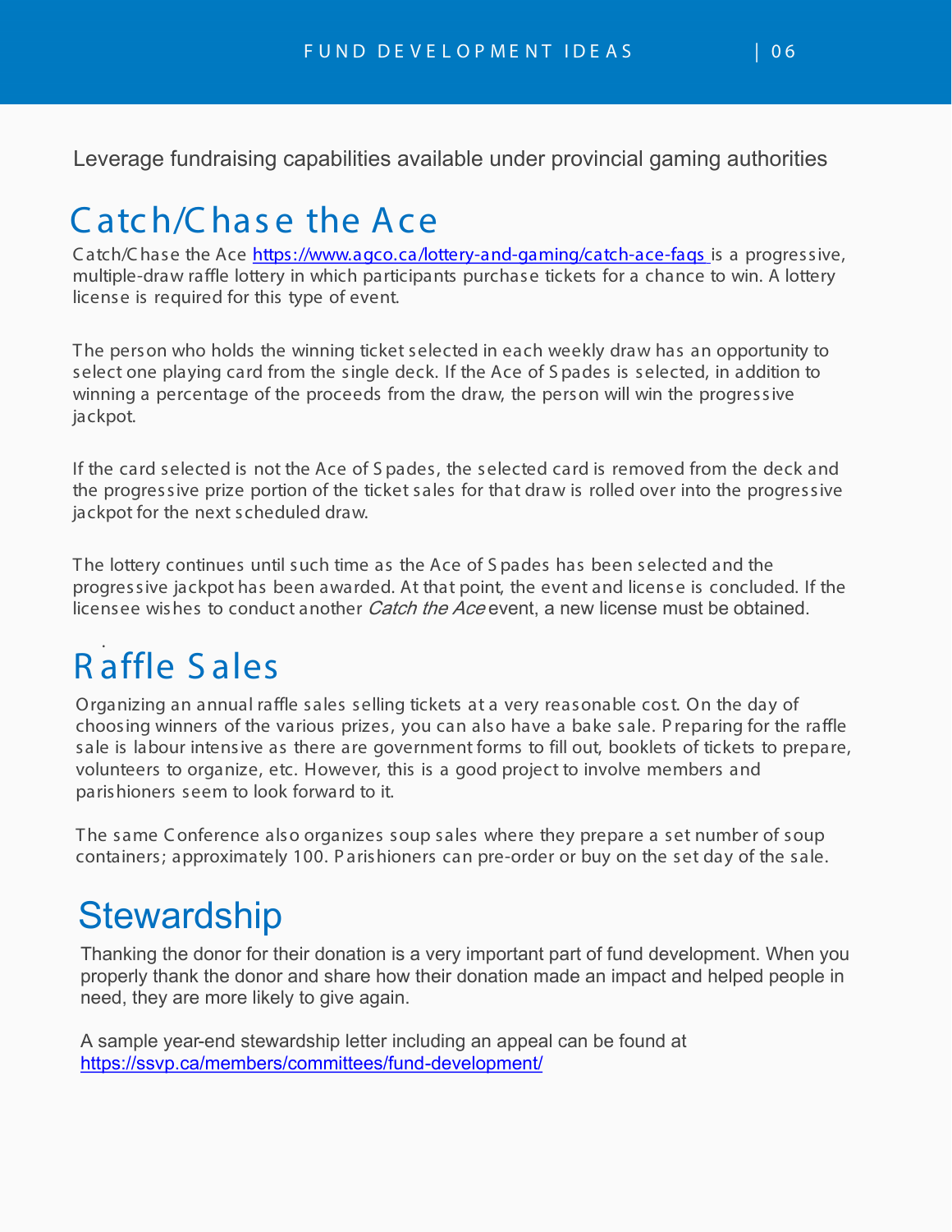Leverage fundraising capabilities available under provincial gaming authorities

# Catch/Chase the Ace

Catch/Chase the Ace https://www.agco.ca/lottery-and-gaming/catch-ace-faqs is a progressive, multiple-draw raffle lottery in which participants purchase tickets for a chance to win. A lottery license is required for this type of event.

The person who holds the winning ticket selected in each weekly draw has an opportunity to select one playing card from the single deck. If the Ace of Spades is selected, in addition to winning a percentage of the proceeds from the draw, the person will win the progressive jackpot.

If the card selected is not the Ace of Spades, the selected card is removed from the deck and the progressive prize portion of the ticket sales for that draw is rolled over into the progressive jackpot for the next scheduled draw.

The lottery continues until such time as the Ace of Spades has been selected and the progressive jackpot has been awarded. At that point, the event and license is concluded. If the licensee wishes to conduct another *Catch the Ace* event, a new license must be obtained.

# Raffle Sales

Organizing an annual raffle sales selling tickets at a very reasonable cost. On the day of choosing winners of the various prizes, you can also have a bake sale. Preparing for the raffle sale is labour intensive as there are government forms to fill out, booklets of tickets to prepare, volunteers to organize, etc. However, this is a good project to involve members and parishioners seem to look forward to it.

The same Conference also organizes soup sales where they prepare a set number of soup containers; approximately 100. Parishioners can pre-order or buy on the set day of the sale.

# Stewardship

Thanking the donor for their donation is a very important part of fund development. When you properly thank the donor and share how their donation made an impact and helped people in need, they are more likely to give again.

A sample year-end stewardship letter including an appeal can be found at https://ssvp.ca/members/committees/fund-development/